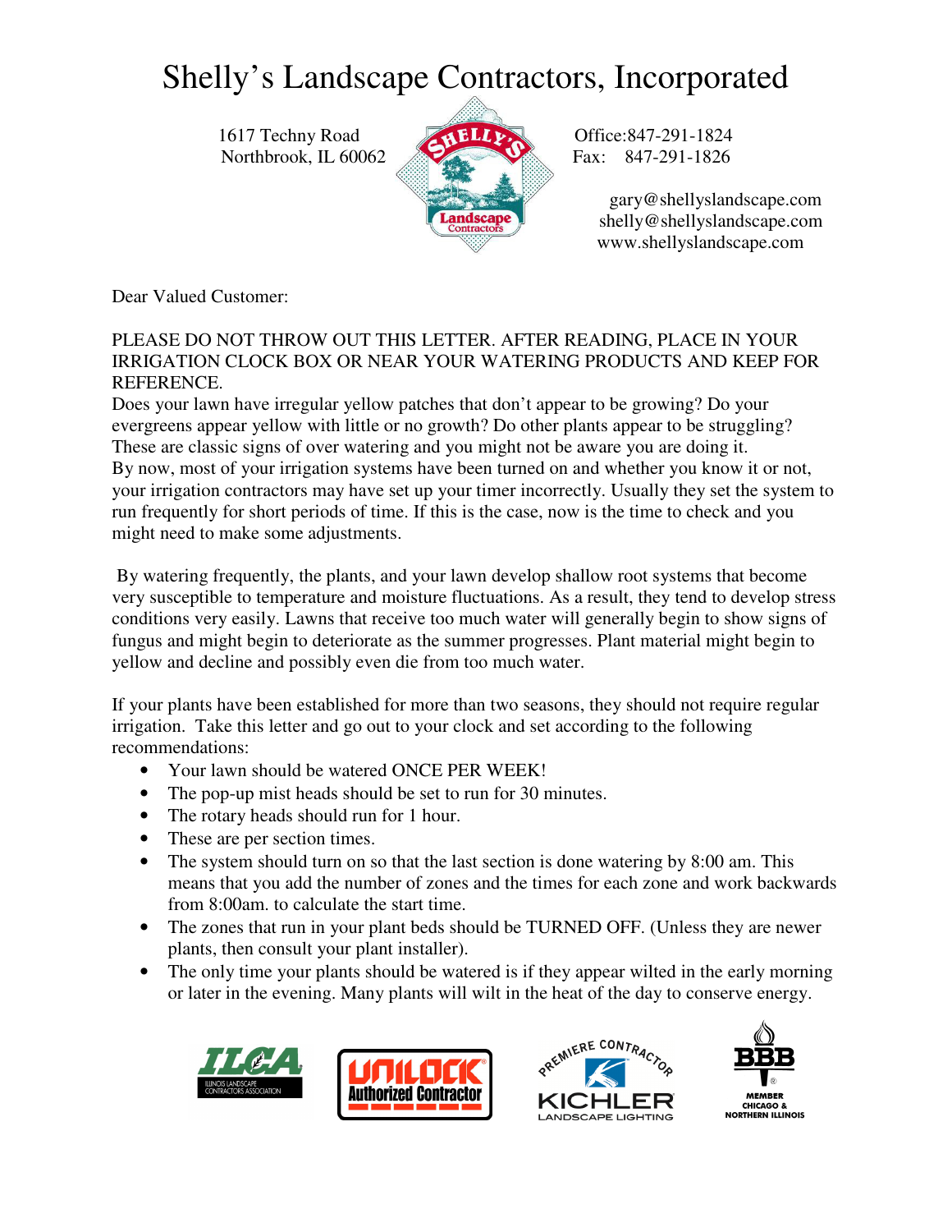# Shelly's Landscape Contractors, Incorporated

1617 Techny Road
Northbrook, IL 60062

Office:847-291-1824
Fax: 847-291-1826

gary@shellyslandscape.com
shelly@shellyslandscape.com
www.shellyslandscape.com

Dear Valued Customer:

PLEASE DO NOT THROW OUT THIS LETTER. AFTER READING, PLACE IN YOUR IRRIGATION CLOCK BOX OR NEAR YOUR WATERING PRODUCTS AND KEEP FOR REFERENCE.

Does your lawn have irregular yellow patches that don't appear to be growing? Do your evergreens appear yellow with little or no growth? Do other plants appear to be struggling? These are classic signs of over watering and you might not be aware you are doing it.

By now, most of your irrigation systems have been turned on and whether you know it or not, your irrigation contractors may have set up your timer incorrectly. Usually they set the system to run frequently for short periods of time. If this is the case, now is the time to check and you might need to make some adjustments.

By watering frequently, the plants, and your lawn develop shallow root systems that become very susceptible to temperature and moisture fluctuations. As a result, they tend to develop stress conditions very easily. Lawns that receive too much water will generally begin to show signs of fungus and might begin to deteriorate as the summer progresses. Plant material might begin to yellow and decline and possibly even die from too much water.

If your plants have been established for more than two seasons, they should not require regular irrigation. Take this letter and go out to your clock and set according to the following recommendations:

- Your lawn should be watered ONCE PER WEEK!
- The pop-up mist heads should be set to run for 30 minutes.
- The rotary heads should run for 1 hour.
- These are per section times.
- The system should turn on so that the last section is done watering by 8:00 am. This means that you add the number of zones and the times for each zone and work backwards from 8:00am. to calculate the start time.
- The zones that run in your plant beds should be TURNED OFF. (Unless they are newer plants, then consult your plant installer).
- The only time your plants should be watered is if they appear wilted in the early morning or later in the evening. Many plants will wilt in the heat of the day to conserve energy.

ILCA Illinois Landscape Contractors Association | UNILOCK Authorized Contractor | Premiere Contractor KICHLER Landscape Lighting | BBB Member Chicago & Northern Illinois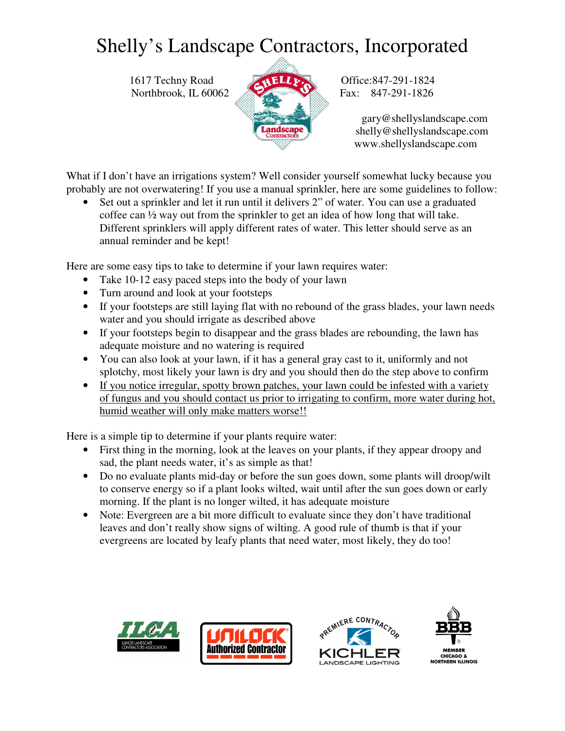# Shelly's Landscape Contractors, Incorporated

1617 Techny Road
Northbrook, IL 60062

Office:847-291-1824
Fax: 847-291-1826

gary@shellyslandscape.com
shelly@shellyslandscape.com
www.shellyslandscape.com

What if I don't have an irrigations system? Well consider yourself somewhat lucky because you probably are not overwatering! If you use a manual sprinkler, here are some guidelines to follow:

- Set out a sprinkler and let it run until it delivers 2" of water. You can use a graduated coffee can ½ way out from the sprinkler to get an idea of how long that will take. Different sprinklers will apply different rates of water. This letter should serve as an annual reminder and be kept!

Here are some easy tips to take to determine if your lawn requires water:

- Take 10-12 easy paced steps into the body of your lawn
- Turn around and look at your footsteps
- If your footsteps are still laying flat with no rebound of the grass blades, your lawn needs water and you should irrigate as described above
- If your footsteps begin to disappear and the grass blades are rebounding, the lawn has adequate moisture and no watering is required
- You can also look at your lawn, if it has a general gray cast to it, uniformly and not splotchy, most likely your lawn is dry and you should then do the step above to confirm
- <u>If you notice irregular, spotty brown patches, your lawn could be infested with a variety of fungus and you should contact us prior to irrigating to confirm, more water during hot, humid weather will only make matters worse!!</u>

Here is a simple tip to determine if your plants require water:

- First thing in the morning, look at the leaves on your plants, if they appear droopy and sad, the plant needs water, it's as simple as that!
- Do no evaluate plants mid-day or before the sun goes down, some plants will droop/wilt to conserve energy so if a plant looks wilted, wait until after the sun goes down or early morning. If the plant is no longer wilted, it has adequate moisture
- Note: Evergreen are a bit more difficult to evaluate since they don't have traditional leaves and don't really show signs of wilting. A good rule of thumb is that if your evergreens are located by leafy plants that need water, most likely, they do too!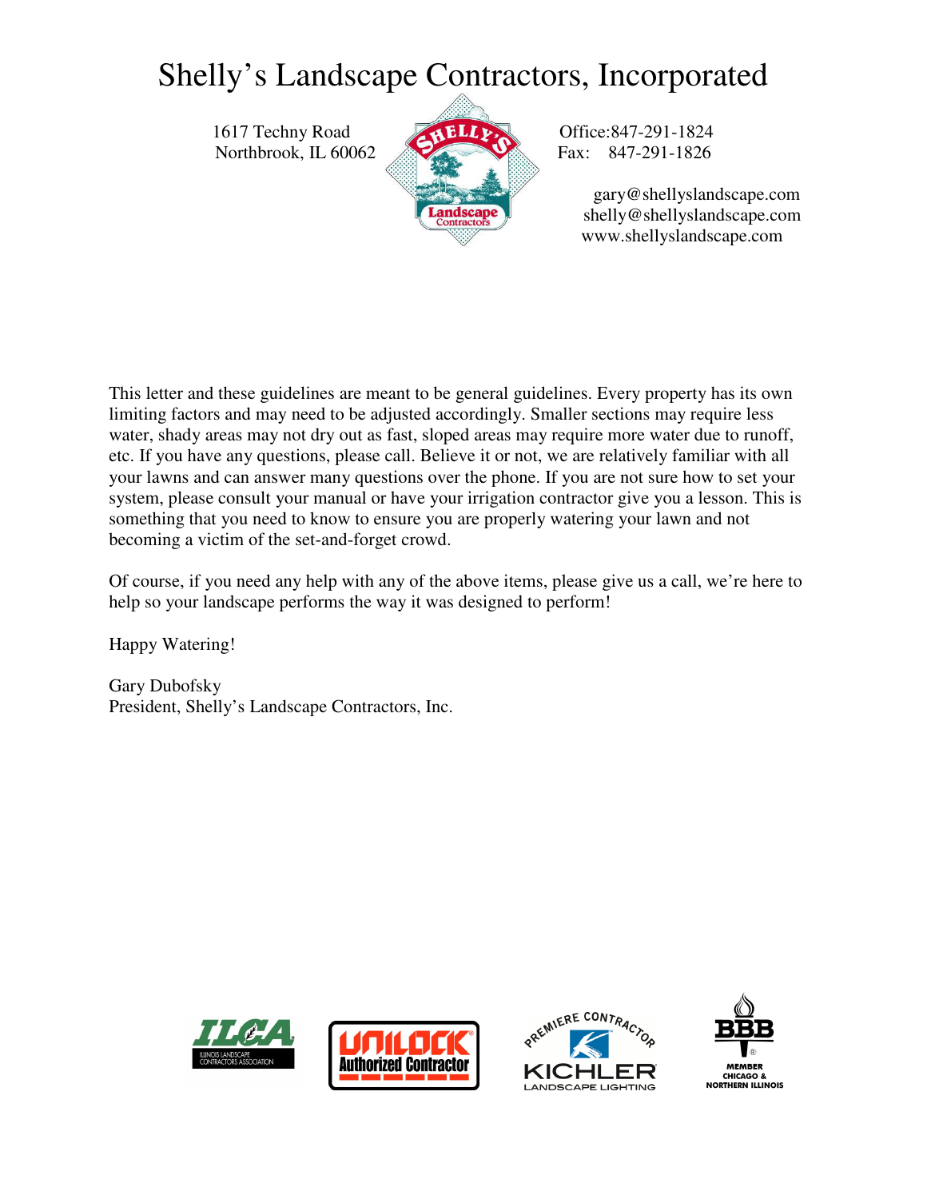# Shelly's Landscape Contractors, Incorporated

1617 Techny Road
Northbrook, IL 60062

Office:847-291-1824
Fax: 847-291-1826

gary@shellyslandscape.com
shelly@shellyslandscape.com
www.shellyslandscape.com

This letter and these guidelines are meant to be general guidelines. Every property has its own limiting factors and may need to be adjusted accordingly. Smaller sections may require less water, shady areas may not dry out as fast, sloped areas may require more water due to runoff, etc. If you have any questions, please call. Believe it or not, we are relatively familiar with all your lawns and can answer many questions over the phone. If you are not sure how to set your system, please consult your manual or have your irrigation contractor give you a lesson. This is something that you need to know to ensure you are properly watering your lawn and not becoming a victim of the set-and-forget crowd.

Of course, if you need any help with any of the above items, please give us a call, we're here to help so your landscape performs the way it was designed to perform!

Happy Watering!

Gary Dubofsky
President, Shelly's Landscape Contractors, Inc.